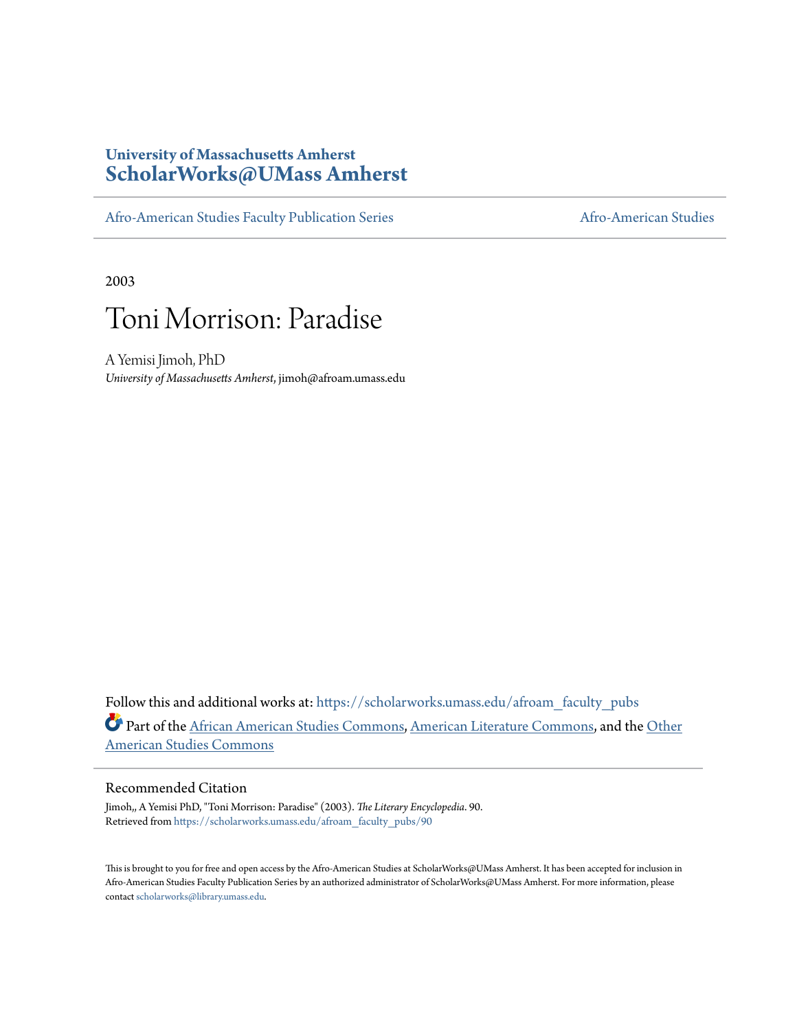University of Massachusetts Amherst

# ScholarWorks@UMass Amherst

Afro-American Studies Faculty Publication Series — Afro-American Studies

2003

# Toni Morrison: Paradise

A Yemisi Jimoh, PhD
*University of Massachusetts Amherst*, jimoh@afroam.umass.edu

Follow this and additional works at: https://scholarworks.umass.edu/afroam_faculty_pubs

Part of the African American Studies Commons, American Literature Commons, and the Other American Studies Commons

## Recommended Citation

Jimoh,, A Yemisi PhD, "Toni Morrison: Paradise" (2003). *The Literary Encyclopedia*. 90.
Retrieved from https://scholarworks.umass.edu/afroam_faculty_pubs/90

This is brought to you for free and open access by the Afro-American Studies at ScholarWorks@UMass Amherst. It has been accepted for inclusion in Afro-American Studies Faculty Publication Series by an authorized administrator of ScholarWorks@UMass Amherst. For more information, please contact scholarworks@library.umass.edu.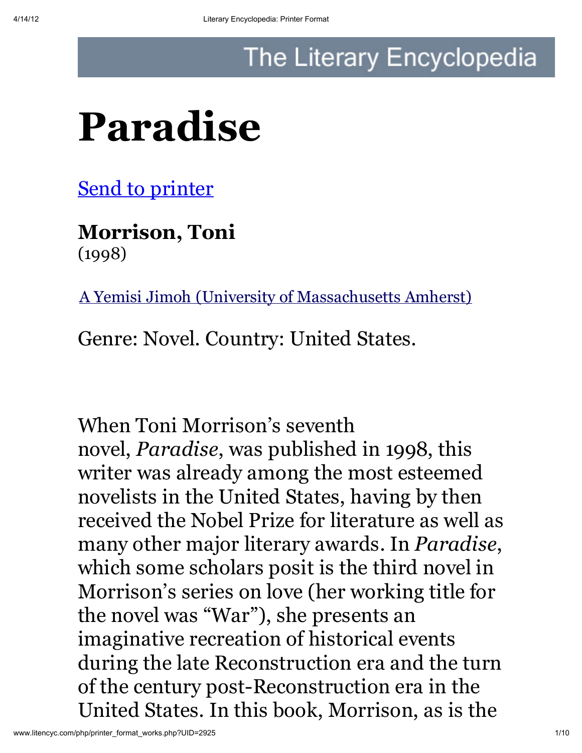# Paradise

Send to printer

**Morrison, Toni**
(1998)

A Yemisi Jimoh (University of Massachusetts Amherst)

Genre: Novel. Country: United States.

When Toni Morrison's seventh novel, *Paradise*, was published in 1998, this writer was already among the most esteemed novelists in the United States, having by then received the Nobel Prize for literature as well as many other major literary awards. In *Paradise*, which some scholars posit is the third novel in Morrison's series on love (her working title for the novel was "War"), she presents an imaginative recreation of historical events during the late Reconstruction era and the turn of the century post-Reconstruction era in the United States. In this book, Morrison, as is the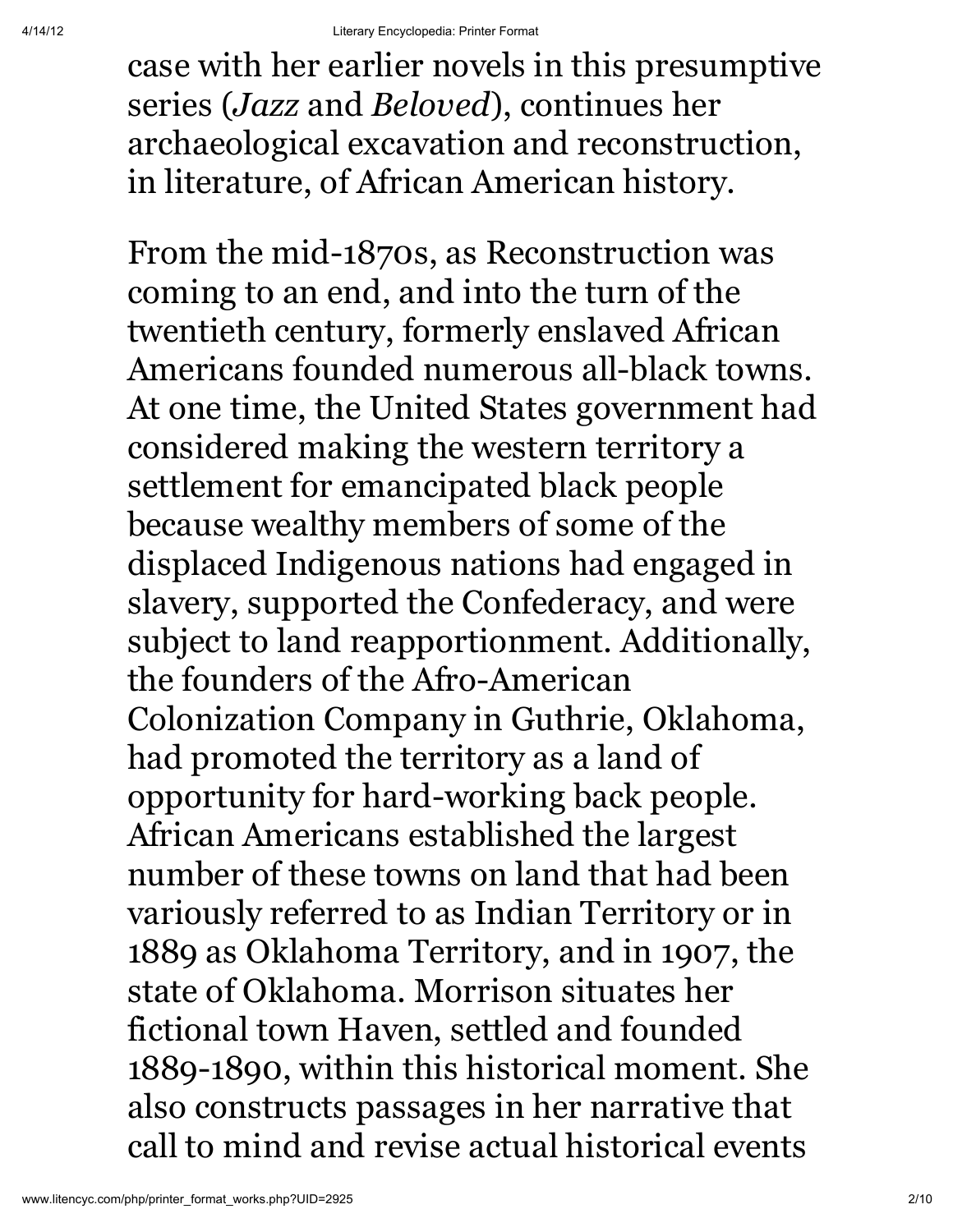case with her earlier novels in this presumptive series (*Jazz* and *Beloved*), continues her archaeological excavation and reconstruction, in literature, of African American history.

From the mid-1870s, as Reconstruction was coming to an end, and into the turn of the twentieth century, formerly enslaved African Americans founded numerous all-black towns. At one time, the United States government had considered making the western territory a settlement for emancipated black people because wealthy members of some of the displaced Indigenous nations had engaged in slavery, supported the Confederacy, and were subject to land reapportionment. Additionally, the founders of the Afro-American Colonization Company in Guthrie, Oklahoma, had promoted the territory as a land of opportunity for hard-working back people. African Americans established the largest number of these towns on land that had been variously referred to as Indian Territory or in 1889 as Oklahoma Territory, and in 1907, the state of Oklahoma. Morrison situates her fictional town Haven, settled and founded 1889-1890, within this historical moment. She also constructs passages in her narrative that call to mind and revise actual historical events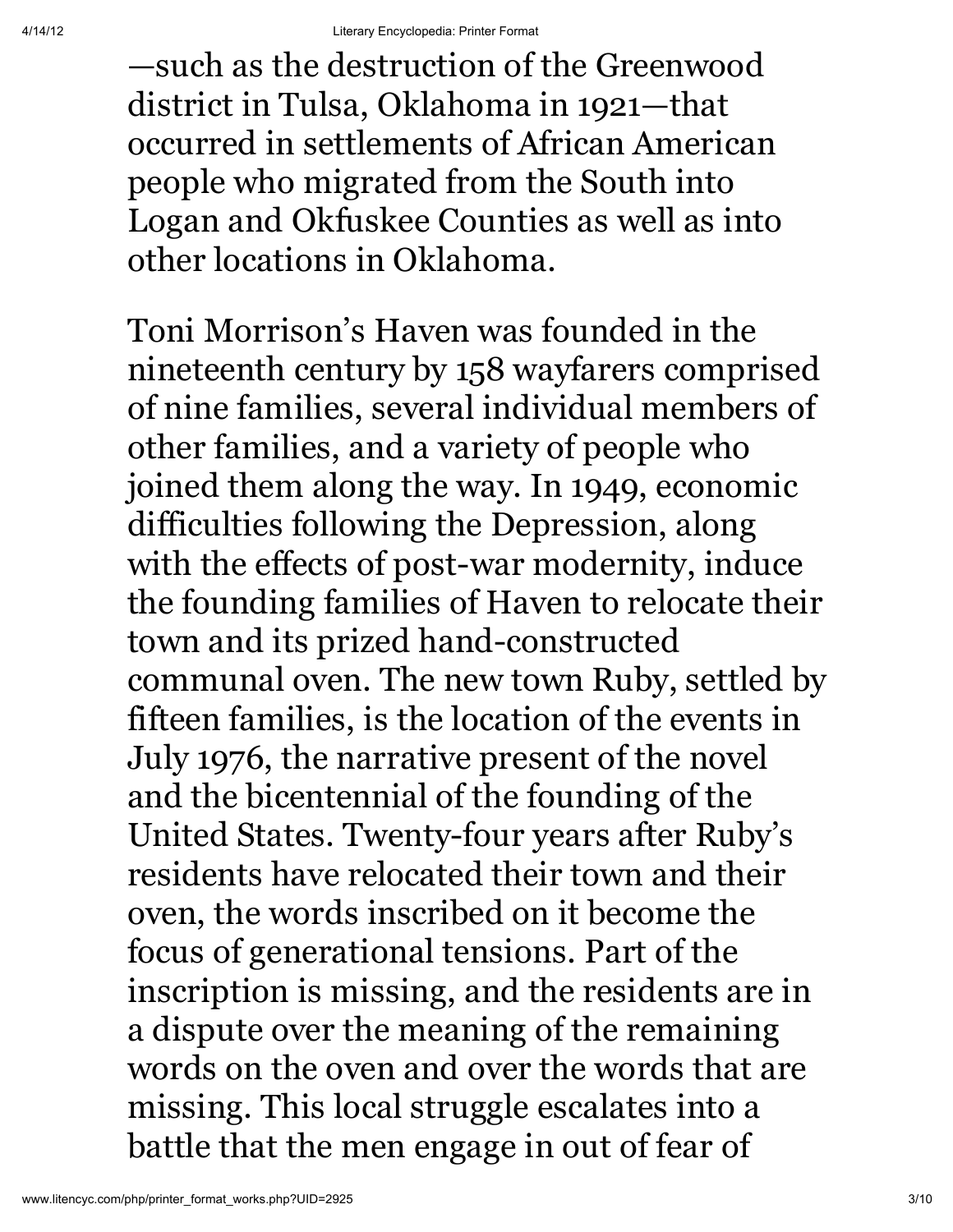—such as the destruction of the Greenwood district in Tulsa, Oklahoma in 1921—that occurred in settlements of African American people who migrated from the South into Logan and Okfuskee Counties as well as into other locations in Oklahoma.

Toni Morrison's Haven was founded in the nineteenth century by 158 wayfarers comprised of nine families, several individual members of other families, and a variety of people who joined them along the way. In 1949, economic difficulties following the Depression, along with the effects of post-war modernity, induce the founding families of Haven to relocate their town and its prized hand-constructed communal oven. The new town Ruby, settled by fifteen families, is the location of the events in July 1976, the narrative present of the novel and the bicentennial of the founding of the United States. Twenty-four years after Ruby's residents have relocated their town and their oven, the words inscribed on it become the focus of generational tensions. Part of the inscription is missing, and the residents are in a dispute over the meaning of the remaining words on the oven and over the words that are missing. This local struggle escalates into a battle that the men engage in out of fear of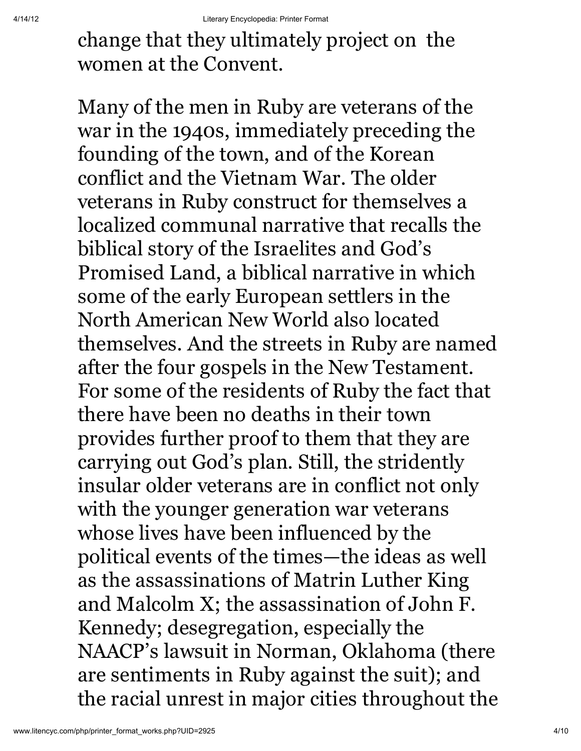change that they ultimately project on the women at the Convent.

Many of the men in Ruby are veterans of the war in the 1940s, immediately preceding the founding of the town, and of the Korean conflict and the Vietnam War. The older veterans in Ruby construct for themselves a localized communal narrative that recalls the biblical story of the Israelites and God's Promised Land, a biblical narrative in which some of the early European settlers in the North American New World also located themselves. And the streets in Ruby are named after the four gospels in the New Testament. For some of the residents of Ruby the fact that there have been no deaths in their town provides further proof to them that they are carrying out God's plan. Still, the stridently insular older veterans are in conflict not only with the younger generation war veterans whose lives have been influenced by the political events of the times—the ideas as well as the assassinations of Matrin Luther King and Malcolm X; the assassination of John F. Kennedy; desegregation, especially the NAACP's lawsuit in Norman, Oklahoma (there are sentiments in Ruby against the suit); and the racial unrest in major cities throughout the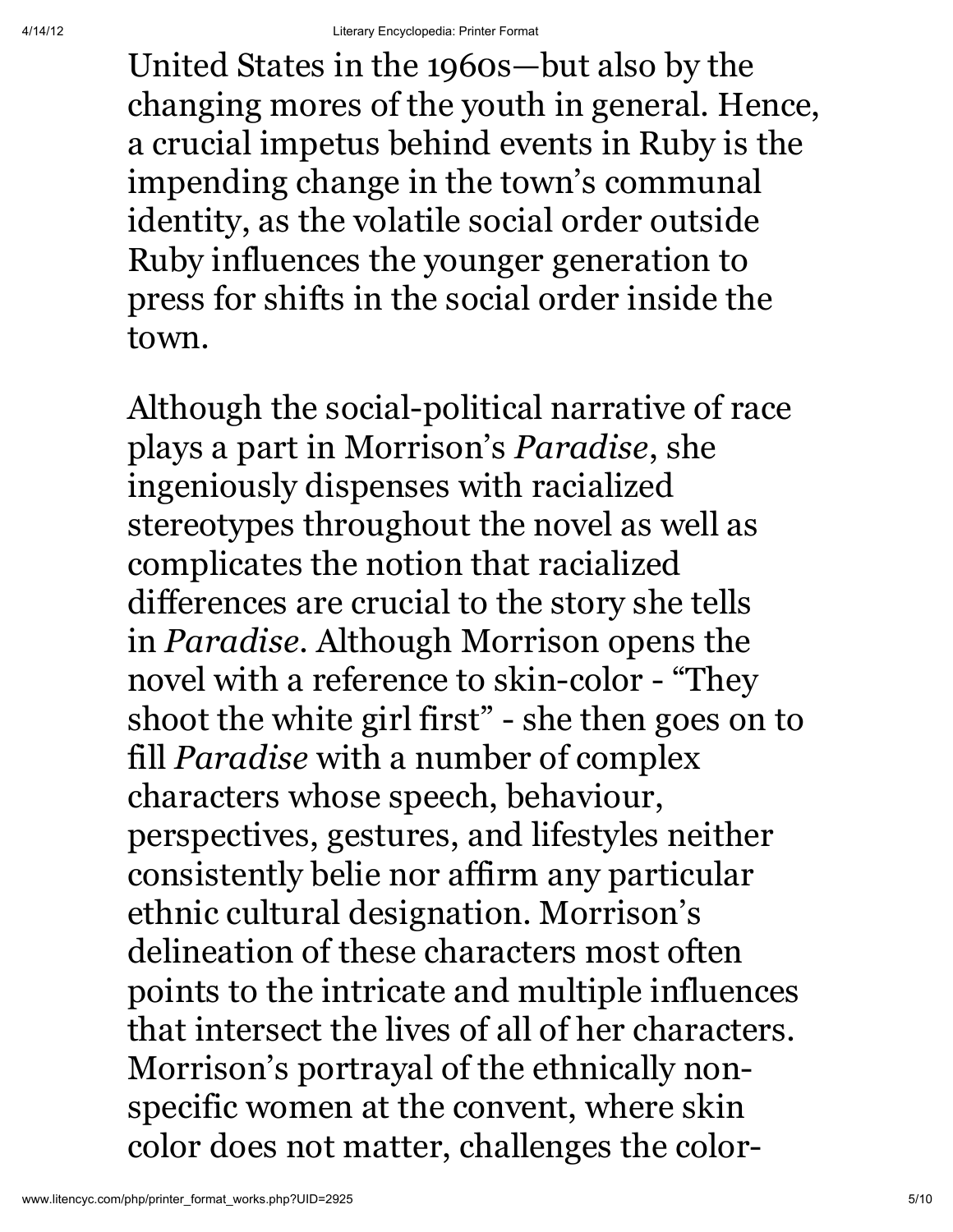United States in the 1960s—but also by the changing mores of the youth in general. Hence, a crucial impetus behind events in Ruby is the impending change in the town's communal identity, as the volatile social order outside Ruby influences the younger generation to press for shifts in the social order inside the town.

Although the social-political narrative of race plays a part in Morrison's *Paradise*, she ingeniously dispenses with racialized stereotypes throughout the novel as well as complicates the notion that racialized differences are crucial to the story she tells in *Paradise*. Although Morrison opens the novel with a reference to skin-color - "They shoot the white girl first" - she then goes on to fill *Paradise* with a number of complex characters whose speech, behaviour, perspectives, gestures, and lifestyles neither consistently belie nor affirm any particular ethnic cultural designation. Morrison's delineation of these characters most often points to the intricate and multiple influences that intersect the lives of all of her characters. Morrison's portrayal of the ethnically non-specific women at the convent, where skin color does not matter, challenges the color-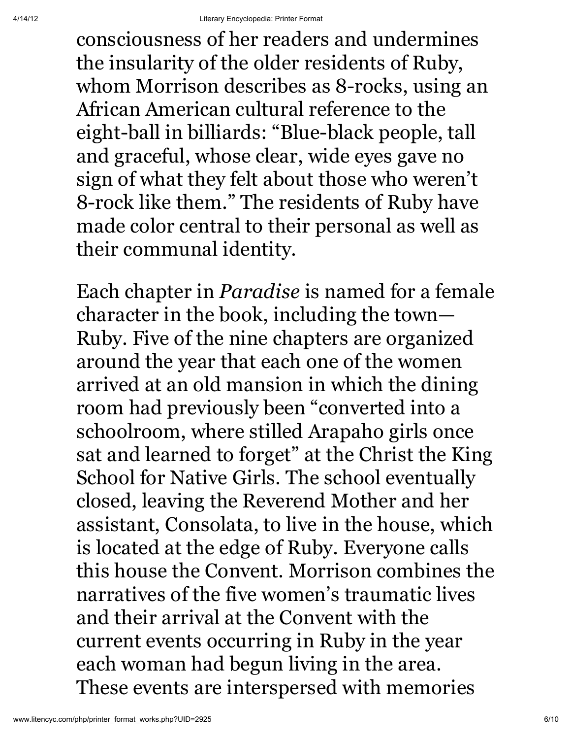consciousness of her readers and undermines the insularity of the older residents of Ruby, whom Morrison describes as 8-rocks, using an African American cultural reference to the eight-ball in billiards: "Blue-black people, tall and graceful, whose clear, wide eyes gave no sign of what they felt about those who weren't 8-rock like them." The residents of Ruby have made color central to their personal as well as their communal identity.

Each chapter in *Paradise* is named for a female character in the book, including the town—Ruby. Five of the nine chapters are organized around the year that each one of the women arrived at an old mansion in which the dining room had previously been "converted into a schoolroom, where stilled Arapaho girls once sat and learned to forget" at the Christ the King School for Native Girls. The school eventually closed, leaving the Reverend Mother and her assistant, Consolata, to live in the house, which is located at the edge of Ruby. Everyone calls this house the Convent. Morrison combines the narratives of the five women's traumatic lives and their arrival at the Convent with the current events occurring in Ruby in the year each woman had begun living in the area. These events are interspersed with memories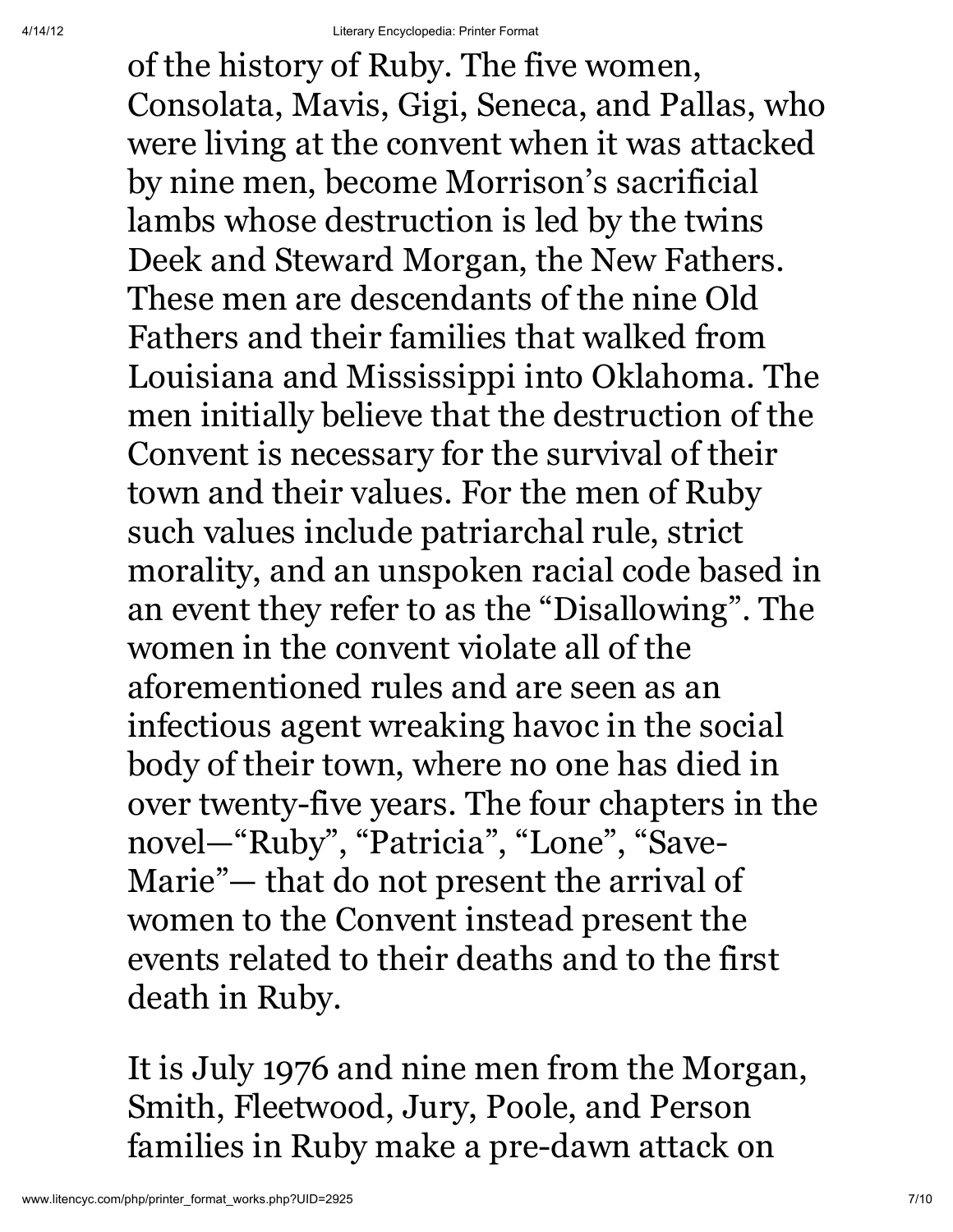of the history of Ruby. The five women, Consolata, Mavis, Gigi, Seneca, and Pallas, who were living at the convent when it was attacked by nine men, become Morrison's sacrificial lambs whose destruction is led by the twins Deek and Steward Morgan, the New Fathers. These men are descendants of the nine Old Fathers and their families that walked from Louisiana and Mississippi into Oklahoma. The men initially believe that the destruction of the Convent is necessary for the survival of their town and their values. For the men of Ruby such values include patriarchal rule, strict morality, and an unspoken racial code based in an event they refer to as the "Disallowing". The women in the convent violate all of the aforementioned rules and are seen as an infectious agent wreaking havoc in the social body of their town, where no one has died in over twenty-five years. The four chapters in the novel—"Ruby", "Patricia", "Lone", "Save-Marie"— that do not present the arrival of women to the Convent instead present the events related to their deaths and to the first death in Ruby.

It is July 1976 and nine men from the Morgan, Smith, Fleetwood, Jury, Poole, and Person families in Ruby make a pre-dawn attack on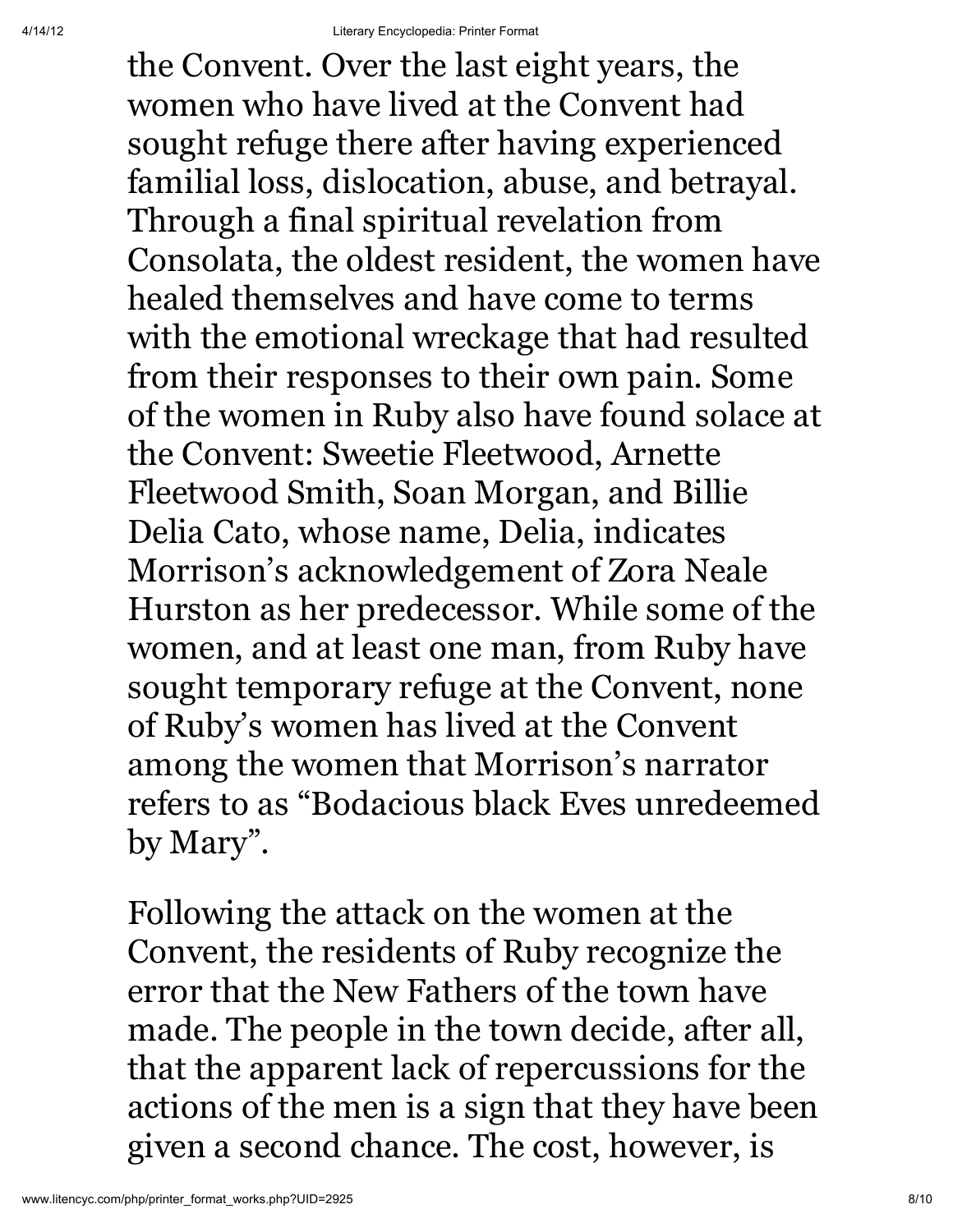the Convent. Over the last eight years, the women who have lived at the Convent had sought refuge there after having experienced familial loss, dislocation, abuse, and betrayal. Through a final spiritual revelation from Consolata, the oldest resident, the women have healed themselves and have come to terms with the emotional wreckage that had resulted from their responses to their own pain. Some of the women in Ruby also have found solace at the Convent: Sweetie Fleetwood, Arnette Fleetwood Smith, Soan Morgan, and Billie Delia Cato, whose name, Delia, indicates Morrison's acknowledgement of Zora Neale Hurston as her predecessor. While some of the women, and at least one man, from Ruby have sought temporary refuge at the Convent, none of Ruby's women has lived at the Convent among the women that Morrison's narrator refers to as "Bodacious black Eves unredeemed by Mary".

Following the attack on the women at the Convent, the residents of Ruby recognize the error that the New Fathers of the town have made. The people in the town decide, after all, that the apparent lack of repercussions for the actions of the men is a sign that they have been given a second chance. The cost, however, is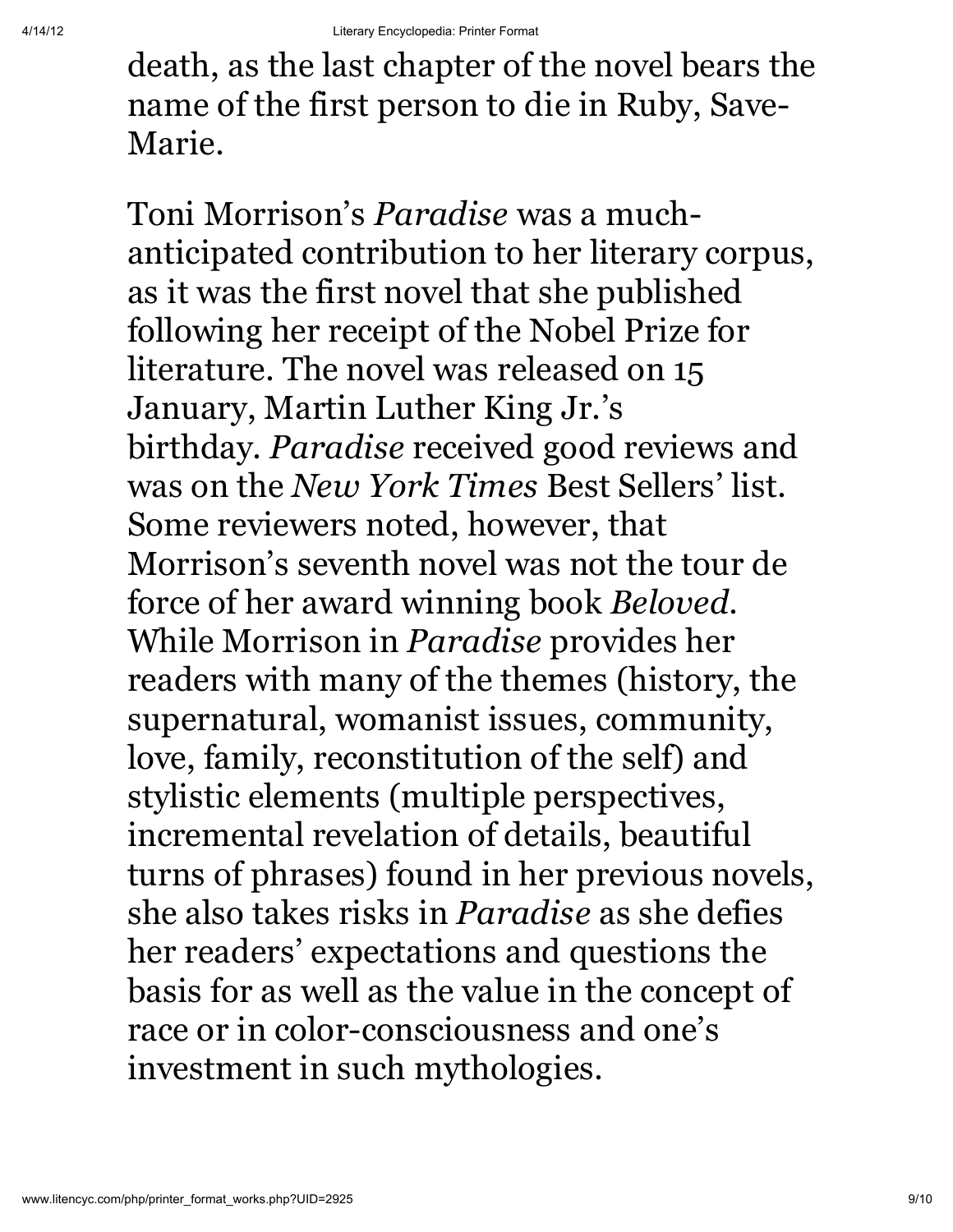death, as the last chapter of the novel bears the name of the first person to die in Ruby, Save-Marie.

Toni Morrison's *Paradise* was a much-anticipated contribution to her literary corpus, as it was the first novel that she published following her receipt of the Nobel Prize for literature. The novel was released on 15 January, Martin Luther King Jr.'s birthday. *Paradise* received good reviews and was on the *New York Times* Best Sellers' list. Some reviewers noted, however, that Morrison's seventh novel was not the tour de force of her award winning book *Beloved*. While Morrison in *Paradise* provides her readers with many of the themes (history, the supernatural, womanist issues, community, love, family, reconstitution of the self) and stylistic elements (multiple perspectives, incremental revelation of details, beautiful turns of phrases) found in her previous novels, she also takes risks in *Paradise* as she defies her readers' expectations and questions the basis for as well as the value in the concept of race or in color-consciousness and one's investment in such mythologies.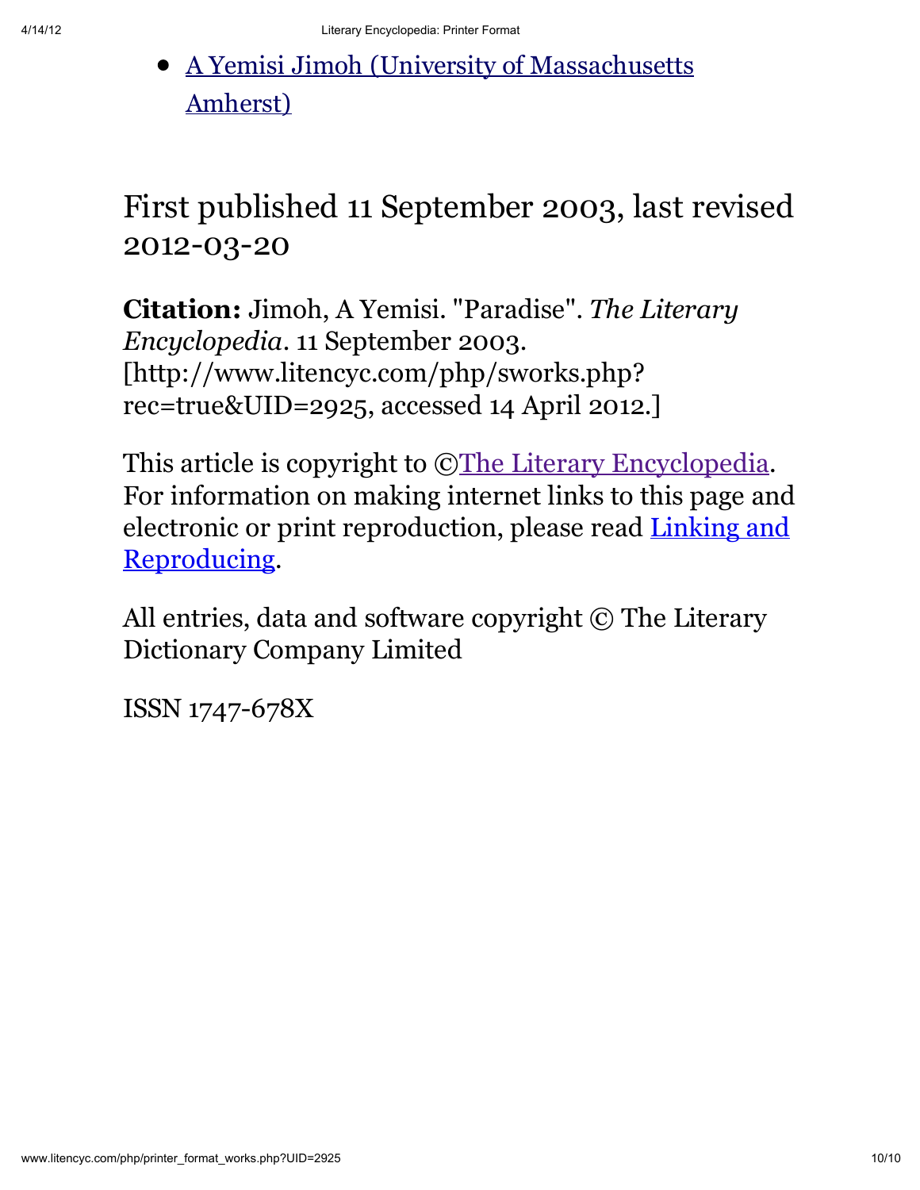- A Yemisi Jimoh (University of Massachusetts Amherst)

First published 11 September 2003, last revised 2012-03-20

**Citation:** Jimoh, A Yemisi. "Paradise". *The Literary Encyclopedia*. 11 September 2003. [http://www.litencyc.com/php/sworks.php?rec=true&UID=2925, accessed 14 April 2012.]

This article is copyright to ©The Literary Encyclopedia. For information on making internet links to this page and electronic or print reproduction, please read Linking and Reproducing.

All entries, data and software copyright © The Literary Dictionary Company Limited

ISSN 1747-678X